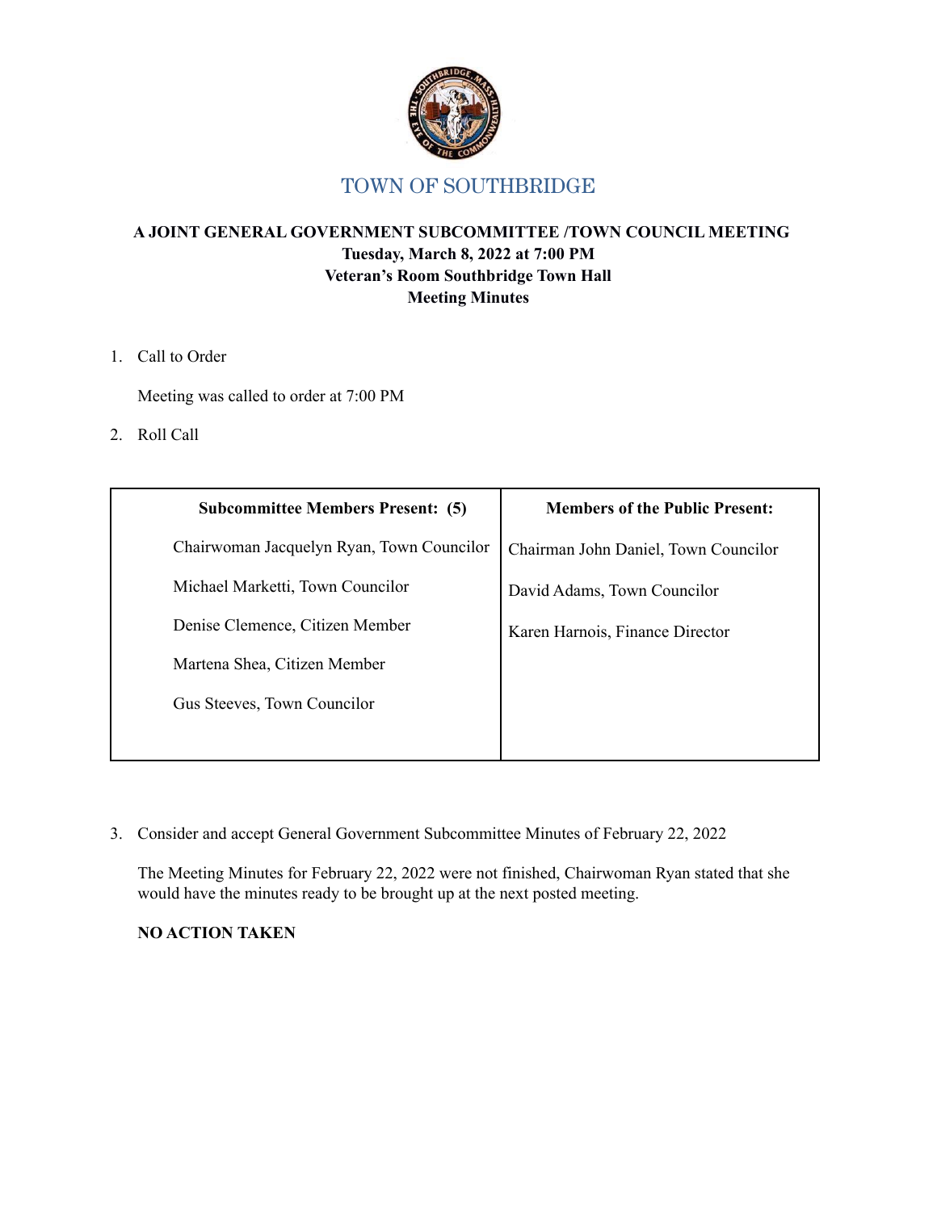# TOWN OF SOUTHBRIDGE

**A JOINT GENERAL GOVERNMENT SUBCOMMITTEE /TOWN COUNCIL MEETING**
**Tuesday, March 8, 2022 at 7:00 PM**
**Veteran's Room Southbridge Town Hall**
**Meeting Minutes**

1. Call to Order

   Meeting was called to order at 7:00 PM

2. Roll Call

| Subcommittee Members Present: (5) | Members of the Public Present: |
|---|---|
| Chairwoman Jacquelyn Ryan, Town Councilor | Chairman John Daniel, Town Councilor |
| Michael Marketti, Town Councilor | David Adams, Town Councilor |
| Denise Clemence, Citizen Member | Karen Harnois, Finance Director |
| Martena Shea, Citizen Member | |
| Gus Steeves, Town Councilor | |

3. Consider and accept General Government Subcommittee Minutes of February 22, 2022

   The Meeting Minutes for February 22, 2022 were not finished, Chairwoman Ryan stated that she would have the minutes ready to be brought up at the next posted meeting.

   **NO ACTION TAKEN**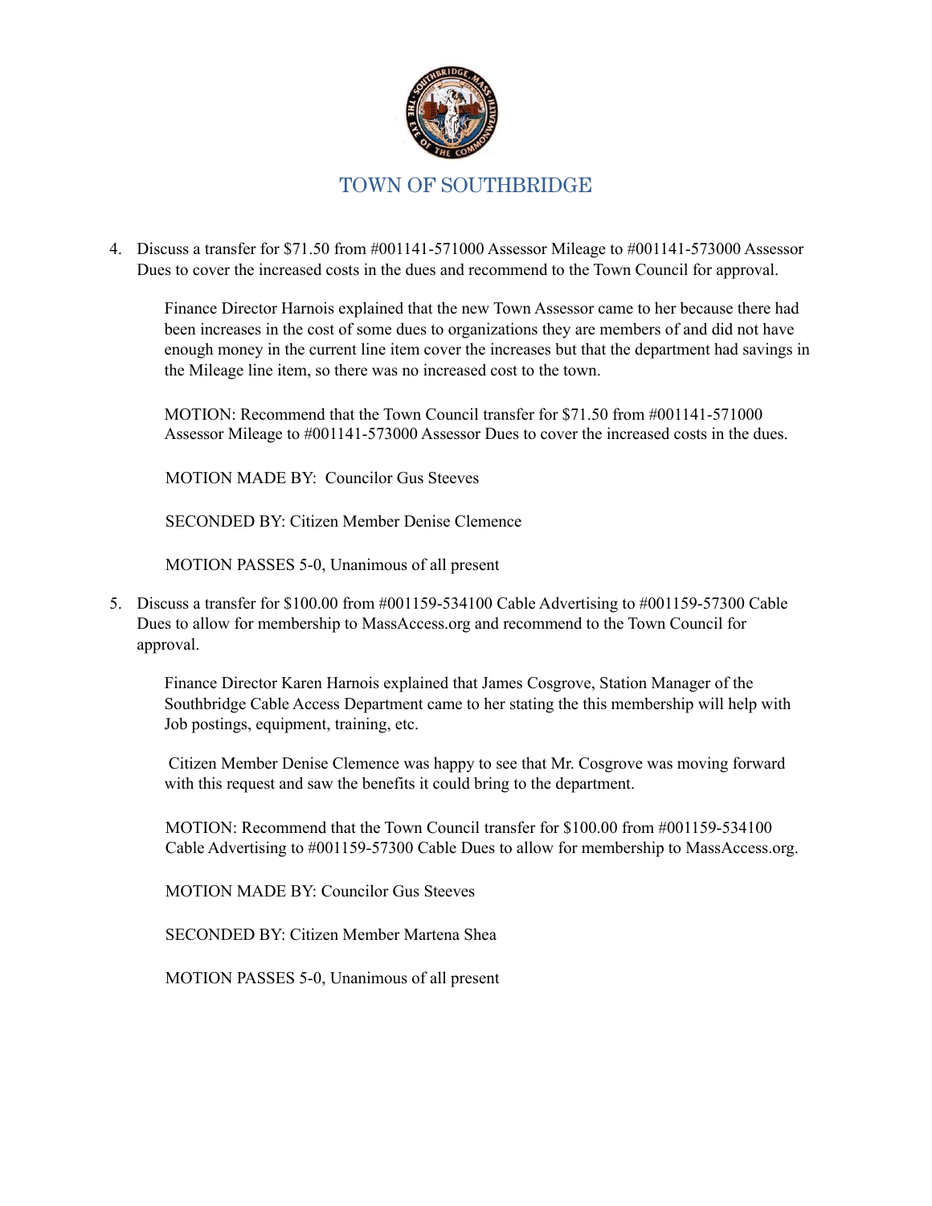# TOWN OF SOUTHBRIDGE

4. Discuss a transfer for $71.50 from #001141-571000 Assessor Mileage to #001141-573000 Assessor Dues to cover the increased costs in the dues and recommend to the Town Council for approval.

   Finance Director Harnois explained that the new Town Assessor came to her because there had been increases in the cost of some dues to organizations they are members of and did not have enough money in the current line item cover the increases but that the department had savings in the Mileage line item, so there was no increased cost to the town.

   MOTION: Recommend that the Town Council transfer for $71.50 from #001141-571000 Assessor Mileage to #001141-573000 Assessor Dues to cover the increased costs in the dues.

   MOTION MADE BY: Councilor Gus Steeves

   SECONDED BY: Citizen Member Denise Clemence

   MOTION PASSES 5-0, Unanimous of all present

5. Discuss a transfer for $100.00 from #001159-534100 Cable Advertising to #001159-57300 Cable Dues to allow for membership to MassAccess.org and recommend to the Town Council for approval.

   Finance Director Karen Harnois explained that James Cosgrove, Station Manager of the Southbridge Cable Access Department came to her stating the this membership will help with Job postings, equipment, training, etc.

   Citizen Member Denise Clemence was happy to see that Mr. Cosgrove was moving forward with this request and saw the benefits it could bring to the department.

   MOTION: Recommend that the Town Council transfer for $100.00 from #001159-534100 Cable Advertising to #001159-57300 Cable Dues to allow for membership to MassAccess.org.

   MOTION MADE BY: Councilor Gus Steeves

   SECONDED BY: Citizen Member Martena Shea

   MOTION PASSES 5-0, Unanimous of all present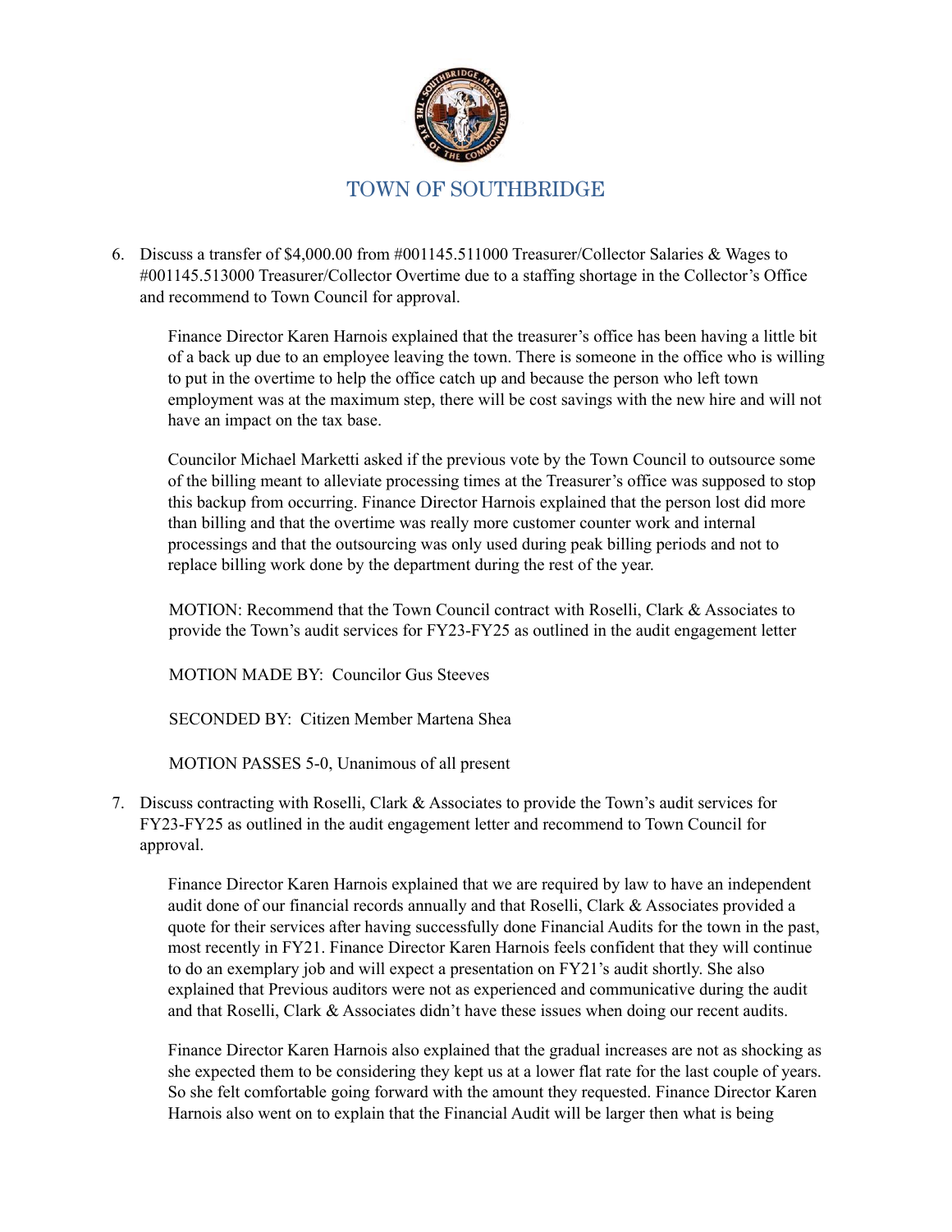# TOWN OF SOUTHBRIDGE

6. Discuss a transfer of $4,000.00 from #001145.511000 Treasurer/Collector Salaries & Wages to #001145.513000 Treasurer/Collector Overtime due to a staffing shortage in the Collector's Office and recommend to Town Council for approval.

   Finance Director Karen Harnois explained that the treasurer's office has been having a little bit of a back up due to an employee leaving the town. There is someone in the office who is willing to put in the overtime to help the office catch up and because the person who left town employment was at the maximum step, there will be cost savings with the new hire and will not have an impact on the tax base.

   Councilor Michael Marketti asked if the previous vote by the Town Council to outsource some of the billing meant to alleviate processing times at the Treasurer's office was supposed to stop this backup from occurring. Finance Director Harnois explained that the person lost did more than billing and that the overtime was really more customer counter work and internal processings and that the outsourcing was only used during peak billing periods and not to replace billing work done by the department during the rest of the year.

   MOTION: Recommend that the Town Council contract with Roselli, Clark & Associates to provide the Town's audit services for FY23-FY25 as outlined in the audit engagement letter

   MOTION MADE BY: Councilor Gus Steeves

   SECONDED BY: Citizen Member Martena Shea

   MOTION PASSES 5-0, Unanimous of all present

7. Discuss contracting with Roselli, Clark & Associates to provide the Town's audit services for FY23-FY25 as outlined in the audit engagement letter and recommend to Town Council for approval.

   Finance Director Karen Harnois explained that we are required by law to have an independent audit done of our financial records annually and that Roselli, Clark & Associates provided a quote for their services after having successfully done Financial Audits for the town in the past, most recently in FY21. Finance Director Karen Harnois feels confident that they will continue to do an exemplary job and will expect a presentation on FY21's audit shortly. She also explained that Previous auditors were not as experienced and communicative during the audit and that Roselli, Clark & Associates didn't have these issues when doing our recent audits.

   Finance Director Karen Harnois also explained that the gradual increases are not as shocking as she expected them to be considering they kept us at a lower flat rate for the last couple of years. So she felt comfortable going forward with the amount they requested. Finance Director Karen Harnois also went on to explain that the Financial Audit will be larger then what is being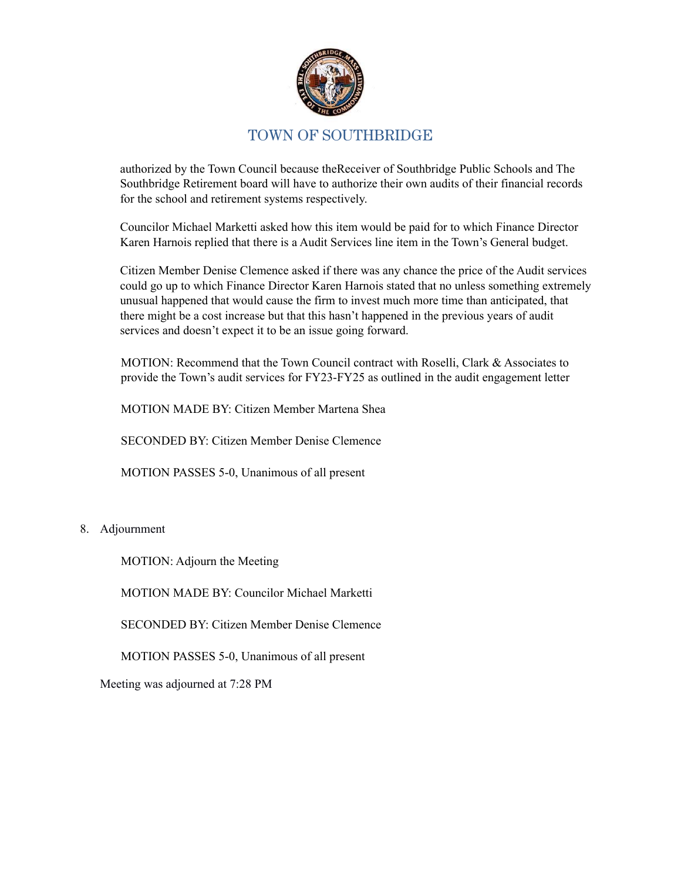authorized by the Town Council because theReceiver of Southbridge Public Schools and The Southbridge Retirement board will have to authorize their own audits of their financial records for the school and retirement systems respectively.

Councilor Michael Marketti asked how this item would be paid for to which Finance Director Karen Harnois replied that there is a Audit Services line item in the Town's General budget.

Citizen Member Denise Clemence asked if there was any chance the price of the Audit services could go up to which Finance Director Karen Harnois stated that no unless something extremely unusual happened that would cause the firm to invest much more time than anticipated, that there might be a cost increase but that this hasn't happened in the previous years of audit services and doesn't expect it to be an issue going forward.

MOTION: Recommend that the Town Council contract with Roselli, Clark & Associates to provide the Town's audit services for FY23-FY25 as outlined in the audit engagement letter

MOTION MADE BY: Citizen Member Martena Shea

SECONDED BY: Citizen Member Denise Clemence

MOTION PASSES 5-0, Unanimous of all present

8. Adjournment

MOTION: Adjourn the Meeting

MOTION MADE BY: Councilor Michael Marketti

SECONDED BY: Citizen Member Denise Clemence

MOTION PASSES 5-0, Unanimous of all present

Meeting was adjourned at 7:28 PM